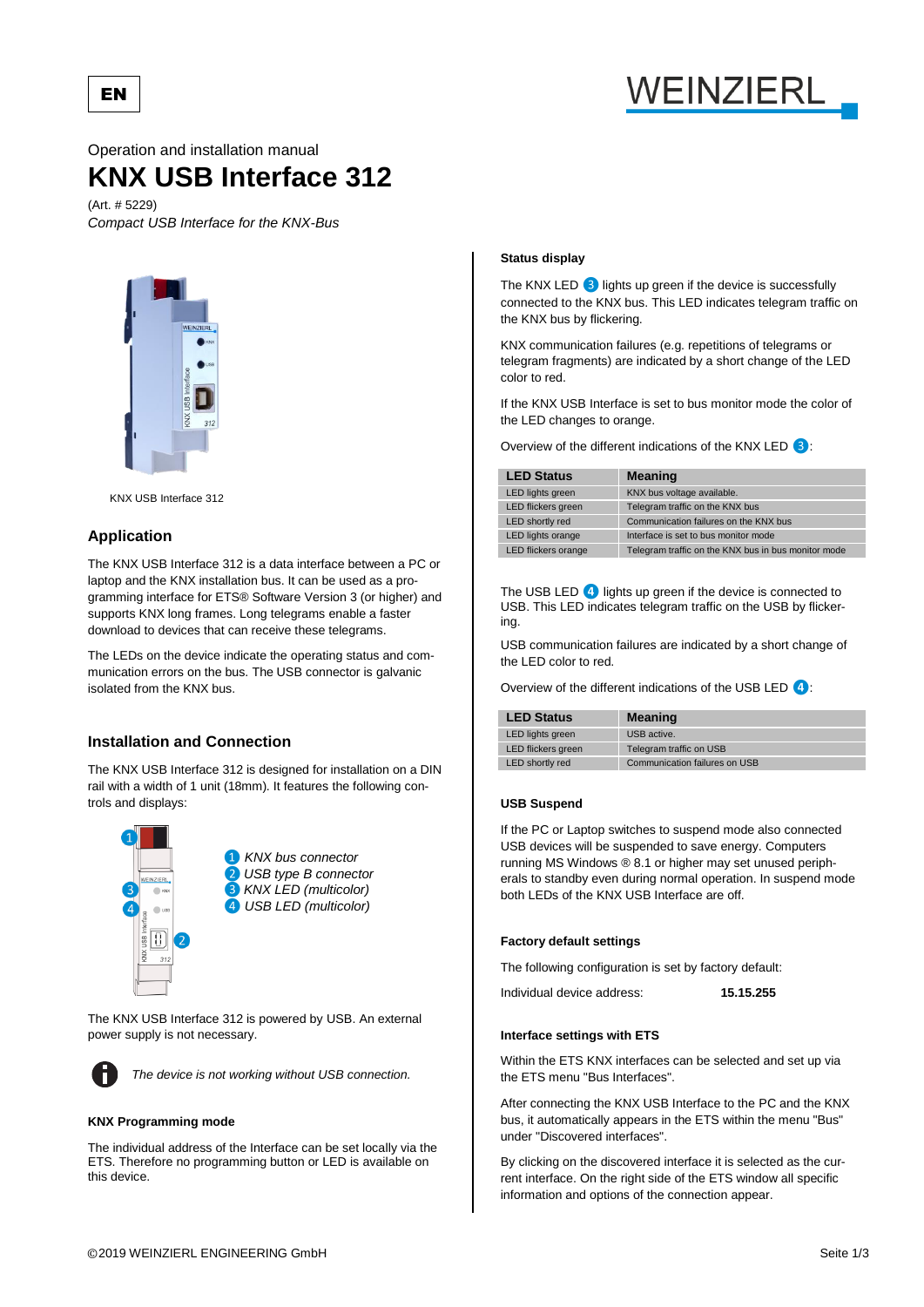EN

WEINZIERL

Operation and installation manual

# KNX USB Interface 312

(Art. # 5229)

*Compact USB Interface for the KNX-Bus*

KNX USB Interface 312

## Application

The KNX USB Interface 312 is a data interface between a PC or laptop and the KNX installation bus. It can be used as a programming interface for ETS® Software Version 3 (or higher) and supports KNX long frames. Long telegrams enable a faster download to devices that can receive these telegrams.

The LEDs on the device indicate the operating status and communication errors on the bus. The USB connector is galvanic isolated from the KNX bus.

## Installation and Connection

The KNX USB Interface 312 is designed for installation on a DIN rail with a width of 1 unit (18mm). It features the following controls and displays:

1. *KNX bus connector*
2. *USB type B connector*
3. *KNX LED (multicolor)*
4. *USB LED (multicolor)*

The KNX USB Interface 312 is powered by USB. An external power supply is not necessary.

*The device is not working without USB connection.*

### KNX Programming mode

The individual address of the Interface can be set locally via the ETS. Therefore no programming button or LED is available on this device.

### Status display

The KNX LED 3 lights up green if the device is successfully connected to the KNX bus. This LED indicates telegram traffic on the KNX bus by flickering.

KNX communication failures (e.g. repetitions of telegrams or telegram fragments) are indicated by a short change of the LED color to red.

If the KNX USB Interface is set to bus monitor mode the color of the LED changes to orange.

Overview of the different indications of the KNX LED 3:

| LED Status | Meaning |
|---|---|
| LED lights green | KNX bus voltage available. |
| LED flickers green | Telegram traffic on the KNX bus |
| LED shortly red | Communication failures on the KNX bus |
| LED lights orange | Interface is set to bus monitor mode |
| LED flickers orange | Telegram traffic on the KNX bus in bus monitor mode |

The USB LED 4 lights up green if the device is connected to USB. This LED indicates telegram traffic on the USB by flickering.

USB communication failures are indicated by a short change of the LED color to red.

Overview of the different indications of the USB LED 4:

| LED Status | Meaning |
|---|---|
| LED lights green | USB active. |
| LED flickers green | Telegram traffic on USB |
| LED shortly red | Communication failures on USB |

### USB Suspend

If the PC or Laptop switches to suspend mode also connected USB devices will be suspended to save energy. Computers running MS Windows ® 8.1 or higher may set unused peripherals to standby even during normal operation. In suspend mode both LEDs of the KNX USB Interface are off.

### Factory default settings

The following configuration is set by factory default:

Individual device address: **15.15.255**

### Interface settings with ETS

Within the ETS KNX interfaces can be selected and set up via the ETS menu "Bus Interfaces".

After connecting the KNX USB Interface to the PC and the KNX bus, it automatically appears in the ETS within the menu "Bus" under "Discovered interfaces".

By clicking on the discovered interface it is selected as the current interface. On the right side of the ETS window all specific information and options of the connection appear.

©2019 WEINZIERL ENGINEERING GmbH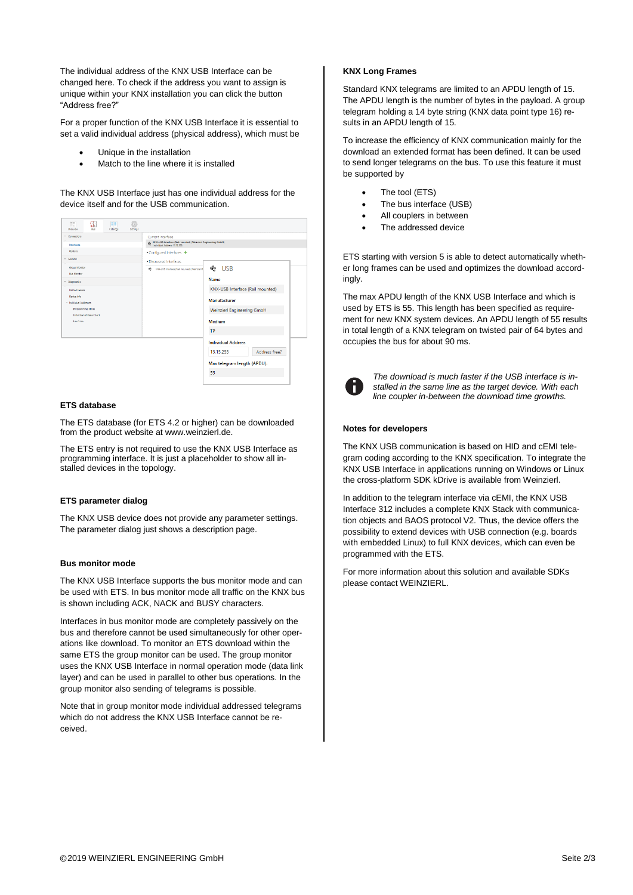The individual address of the KNX USB Interface can be changed here. To check if the address you want to assign is unique within your KNX installation you can click the button "Address free?"

For a proper function of the KNX USB Interface it is essential to set a valid individual address (physical address), which must be

- Unique in the installation
- Match to the line where it is installed

The KNX USB Interface just has one individual address for the device itself and for the USB communication.

### ETS database

The ETS database (for ETS 4.2 or higher) can be downloaded from the product website at www.weinzierl.de.

The ETS entry is not required to use the KNX USB Interface as programming interface. It is just a placeholder to show all installed devices in the topology.

### ETS parameter dialog

The KNX USB device does not provide any parameter settings. The parameter dialog just shows a description page.

### Bus monitor mode

The KNX USB Interface supports the bus monitor mode and can be used with ETS. In bus monitor mode all traffic on the KNX bus is shown including ACK, NACK and BUSY characters.

Interfaces in bus monitor mode are completely passively on the bus and therefore cannot be used simultaneously for other operations like download. To monitor an ETS download within the same ETS the group monitor can be used. The group monitor uses the KNX USB Interface in normal operation mode (data link layer) and can be used in parallel to other bus operations. In the group monitor also sending of telegrams is possible.

Note that in group monitor mode individual addressed telegrams which do not address the KNX USB Interface cannot be received.

### KNX Long Frames

Standard KNX telegrams are limited to an APDU length of 15. The APDU length is the number of bytes in the payload. A group telegram holding a 14 byte string (KNX data point type 16) results in an APDU length of 15.

To increase the efficiency of KNX communication mainly for the download an extended format has been defined. It can be used to send longer telegrams on the bus. To use this feature it must be supported by

- The tool (ETS)
- The bus interface (USB)
- All couplers in between
- The addressed device

ETS starting with version 5 is able to detect automatically whether long frames can be used and optimizes the download accordingly.

The max APDU length of the KNX USB Interface and which is used by ETS is 55. This length has been specified as requirement for new KNX system devices. An APDU length of 55 results in total length of a KNX telegram on twisted pair of 64 bytes and occupies the bus for about 90 ms.

*The download is much faster if the USB interface is installed in the same line as the target device. With each line coupler in-between the download time growths.*

### Notes for developers

The KNX USB communication is based on HID and cEMI telegram coding according to the KNX specification. To integrate the KNX USB Interface in applications running on Windows or Linux the cross-platform SDK kDrive is available from Weinzierl.

In addition to the telegram interface via cEMI, the KNX USB Interface 312 includes a complete KNX Stack with communication objects and BAOS protocol V2. Thus, the device offers the possibility to extend devices with USB connection (e.g. boards with embedded Linux) to full KNX devices, which can even be programmed with the ETS.

For more information about this solution and available SDKs please contact WEINZIERL.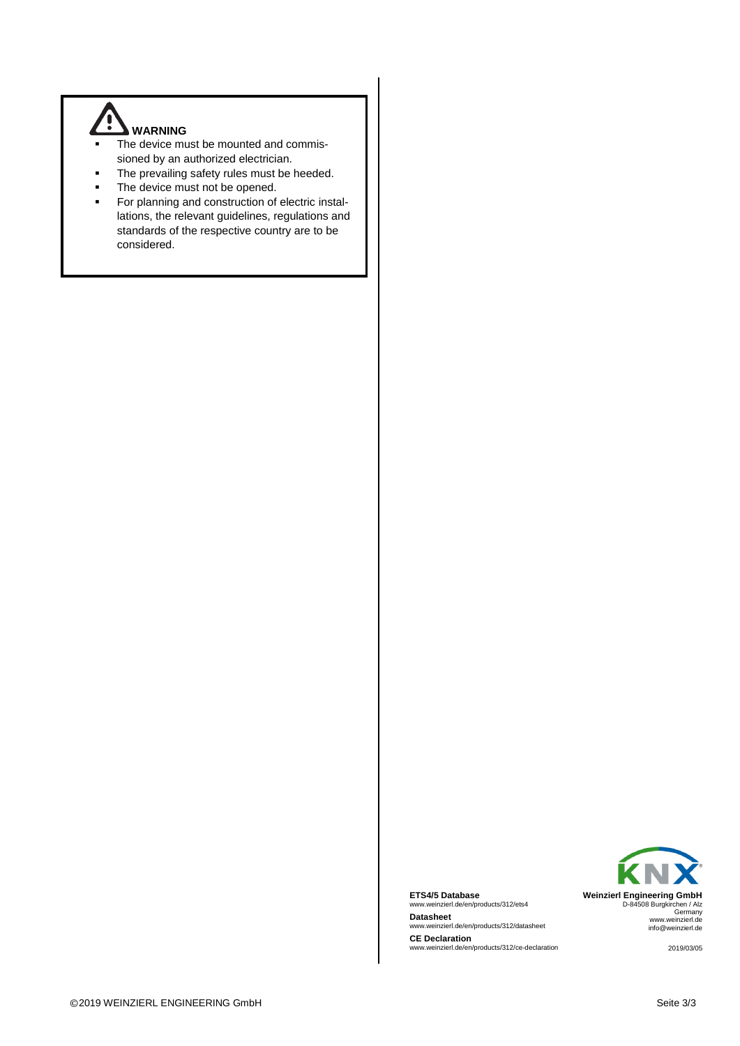**WARNING**

- The device must be mounted and commissioned by an authorized electrician.
- The prevailing safety rules must be heeded.
- The device must not be opened.
- For planning and construction of electric installations, the relevant guidelines, regulations and standards of the respective country are to be considered.

**ETS4/5 Database**
www.weinzierl.de/en/products/312/ets4

**Datasheet**
www.weinzierl.de/en/products/312/datasheet

**CE Declaration**
www.weinzierl.de/en/products/312/ce-declaration

**Weinzierl Engineering GmbH**
D-84508 Burgkirchen / Alz
Germany
www.weinzierl.de
info@weinzierl.de

2019/03/05

©2019 WEINZIERL ENGINEERING GmbH